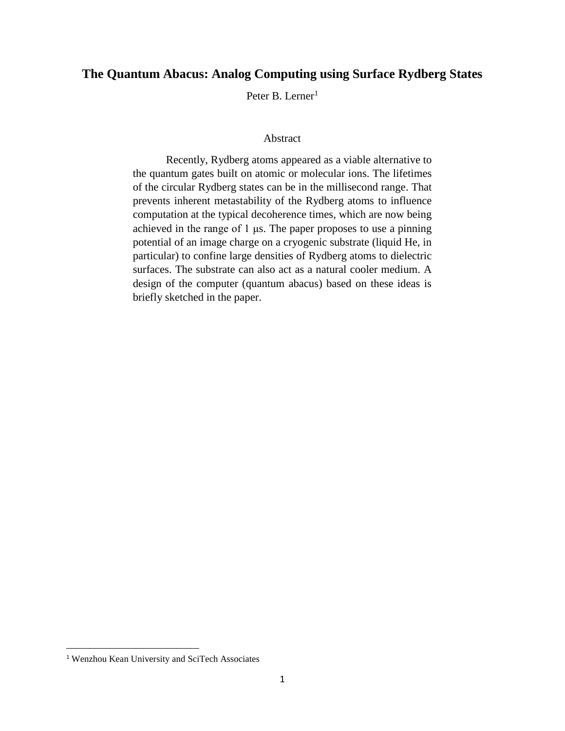# The Quantum Abacus: Analog Computing using Surface Rydberg States

Peter B. Lerner[1]

## Abstract

Recently, Rydberg atoms appeared as a viable alternative to the quantum gates built on atomic or molecular ions. The lifetimes of the circular Rydberg states can be in the millisecond range. That prevents inherent metastability of the Rydberg atoms to influence computation at the typical decoherence times, which are now being achieved in the range of 1 μs. The paper proposes to use a pinning potential of an image charge on a cryogenic substrate (liquid He, in particular) to confine large densities of Rydberg atoms to dielectric surfaces. The substrate can also act as a natural cooler medium. A design of the computer (quantum abacus) based on these ideas is briefly sketched in the paper.

[1] Wenzhou Kean University and SciTech Associates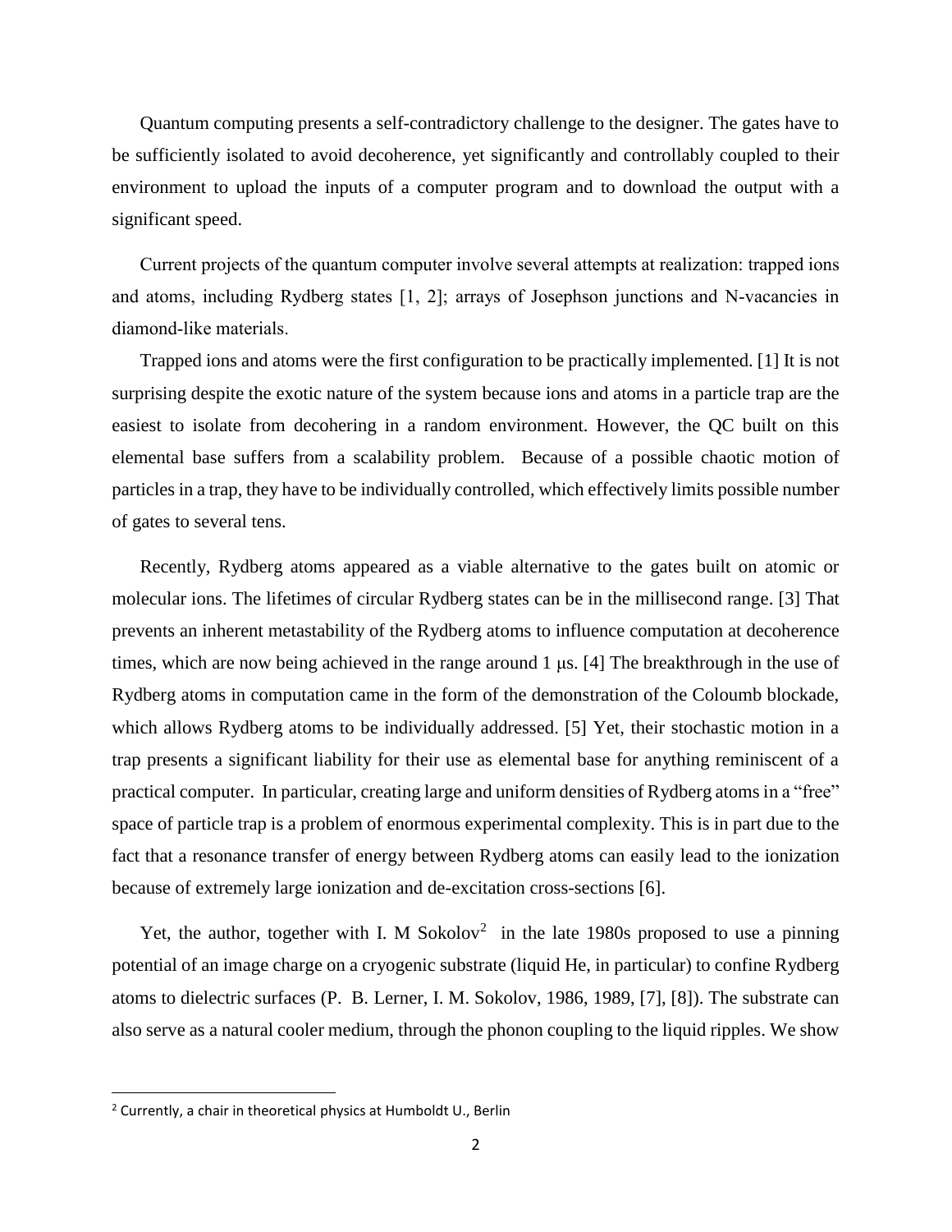Quantum computing presents a self-contradictory challenge to the designer. The gates have to be sufficiently isolated to avoid decoherence, yet significantly and controllably coupled to their environment to upload the inputs of a computer program and to download the output with a significant speed.

Current projects of the quantum computer involve several attempts at realization: trapped ions and atoms, including Rydberg states [1, 2]; arrays of Josephson junctions and N-vacancies in diamond-like materials.

Trapped ions and atoms were the first configuration to be practically implemented. [1] It is not surprising despite the exotic nature of the system because ions and atoms in a particle trap are the easiest to isolate from decohering in a random environment. However, the QC built on this elemental base suffers from a scalability problem. Because of a possible chaotic motion of particles in a trap, they have to be individually controlled, which effectively limits possible number of gates to several tens.

Recently, Rydberg atoms appeared as a viable alternative to the gates built on atomic or molecular ions. The lifetimes of circular Rydberg states can be in the millisecond range. [3] That prevents an inherent metastability of the Rydberg atoms to influence computation at decoherence times, which are now being achieved in the range around 1 μs. [4] The breakthrough in the use of Rydberg atoms in computation came in the form of the demonstration of the Coloumb blockade, which allows Rydberg atoms to be individually addressed. [5] Yet, their stochastic motion in a trap presents a significant liability for their use as elemental base for anything reminiscent of a practical computer. In particular, creating large and uniform densities of Rydberg atoms in a "free" space of particle trap is a problem of enormous experimental complexity. This is in part due to the fact that a resonance transfer of energy between Rydberg atoms can easily lead to the ionization because of extremely large ionization and de-excitation cross-sections [6].

Yet, the author, together with I. M Sokolov[2] in the late 1980s proposed to use a pinning potential of an image charge on a cryogenic substrate (liquid He, in particular) to confine Rydberg atoms to dielectric surfaces (P. B. Lerner, I. M. Sokolov, 1986, 1989, [7], [8]). The substrate can also serve as a natural cooler medium, through the phonon coupling to the liquid ripples. We show

[2] Currently, a chair in theoretical physics at Humboldt U., Berlin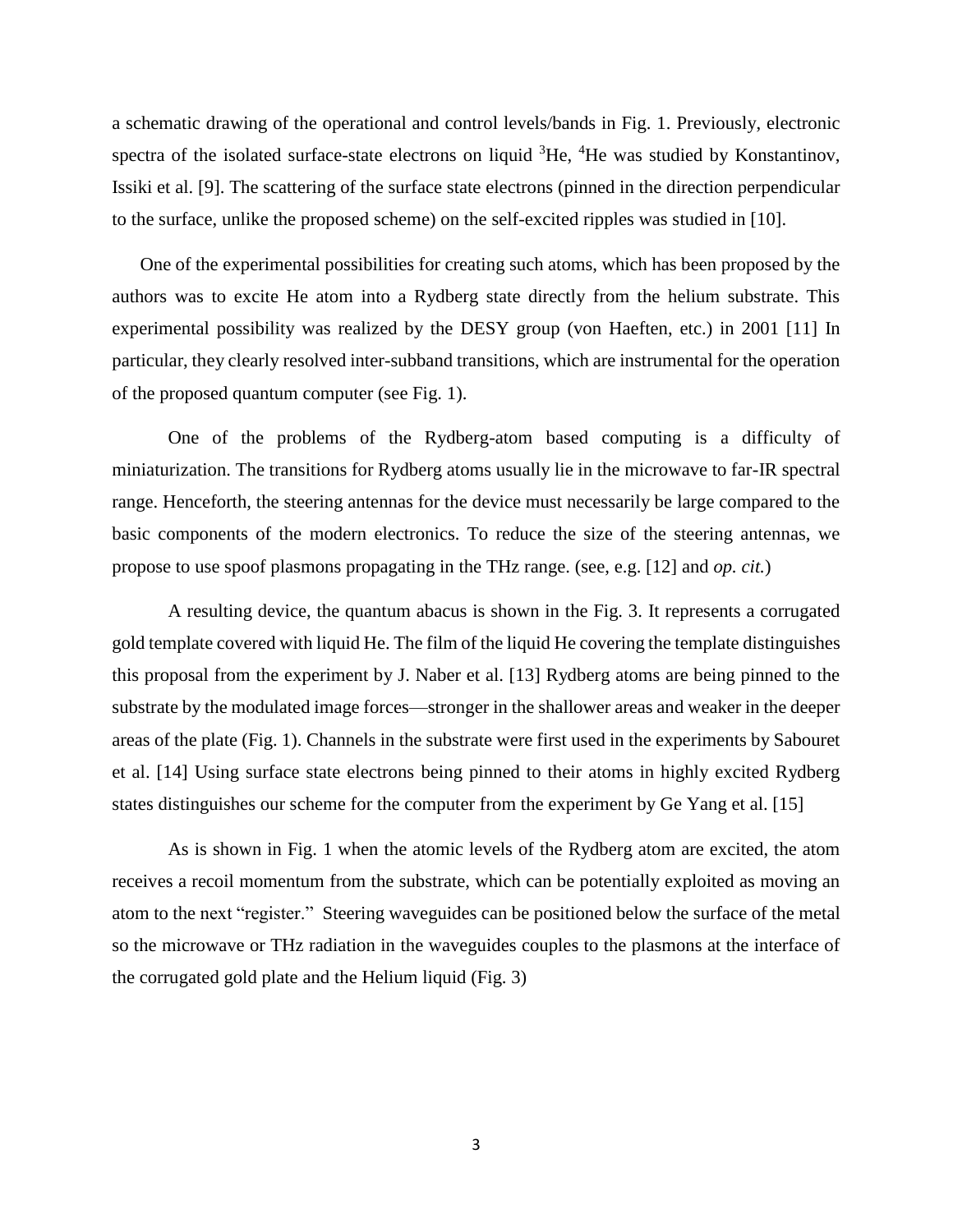a schematic drawing of the operational and control levels/bands in Fig. 1. Previously, electronic spectra of the isolated surface-state electrons on liquid $^3$He, $^4$He was studied by Konstantinov, Issiki et al. [9]. The scattering of the surface state electrons (pinned in the direction perpendicular to the surface, unlike the proposed scheme) on the self-excited ripples was studied in [10].

One of the experimental possibilities for creating such atoms, which has been proposed by the authors was to excite He atom into a Rydberg state directly from the helium substrate. This experimental possibility was realized by the DESY group (von Haeften, etc.) in 2001 [11] In particular, they clearly resolved inter-subband transitions, which are instrumental for the operation of the proposed quantum computer (see Fig. 1).

One of the problems of the Rydberg-atom based computing is a difficulty of miniaturization. The transitions for Rydberg atoms usually lie in the microwave to far-IR spectral range. Henceforth, the steering antennas for the device must necessarily be large compared to the basic components of the modern electronics. To reduce the size of the steering antennas, we propose to use spoof plasmons propagating in the THz range. (see, e.g. [12] and *op. cit.*)

A resulting device, the quantum abacus is shown in the Fig. 3. It represents a corrugated gold template covered with liquid He. The film of the liquid He covering the template distinguishes this proposal from the experiment by J. Naber et al. [13] Rydberg atoms are being pinned to the substrate by the modulated image forces—stronger in the shallower areas and weaker in the deeper areas of the plate (Fig. 1). Channels in the substrate were first used in the experiments by Sabouret et al. [14] Using surface state electrons being pinned to their atoms in highly excited Rydberg states distinguishes our scheme for the computer from the experiment by Ge Yang et al. [15]

As is shown in Fig. 1 when the atomic levels of the Rydberg atom are excited, the atom receives a recoil momentum from the substrate, which can be potentially exploited as moving an atom to the next "register." Steering waveguides can be positioned below the surface of the metal so the microwave or THz radiation in the waveguides couples to the plasmons at the interface of the corrugated gold plate and the Helium liquid (Fig. 3)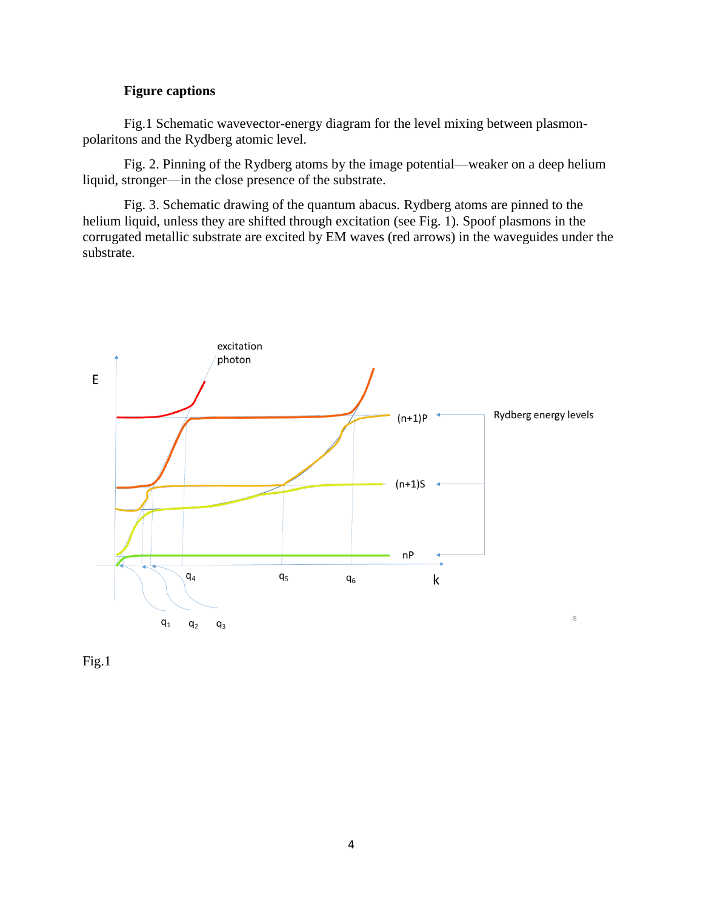**Figure captions**

Fig.1 Schematic wavevector-energy diagram for the level mixing between plasmon-polaritons and the Rydberg atomic level.

Fig. 2. Pinning of the Rydberg atoms by the image potential—weaker on a deep helium liquid, stronger—in the close presence of the substrate.

Fig. 3. Schematic drawing of the quantum abacus. Rydberg atoms are pinned to the helium liquid, unless they are shifted through excitation (see Fig. 1). Spoof plasmons in the corrugated metallic substrate are excited by EM waves (red arrows) in the waveguides under the substrate.

Fig.1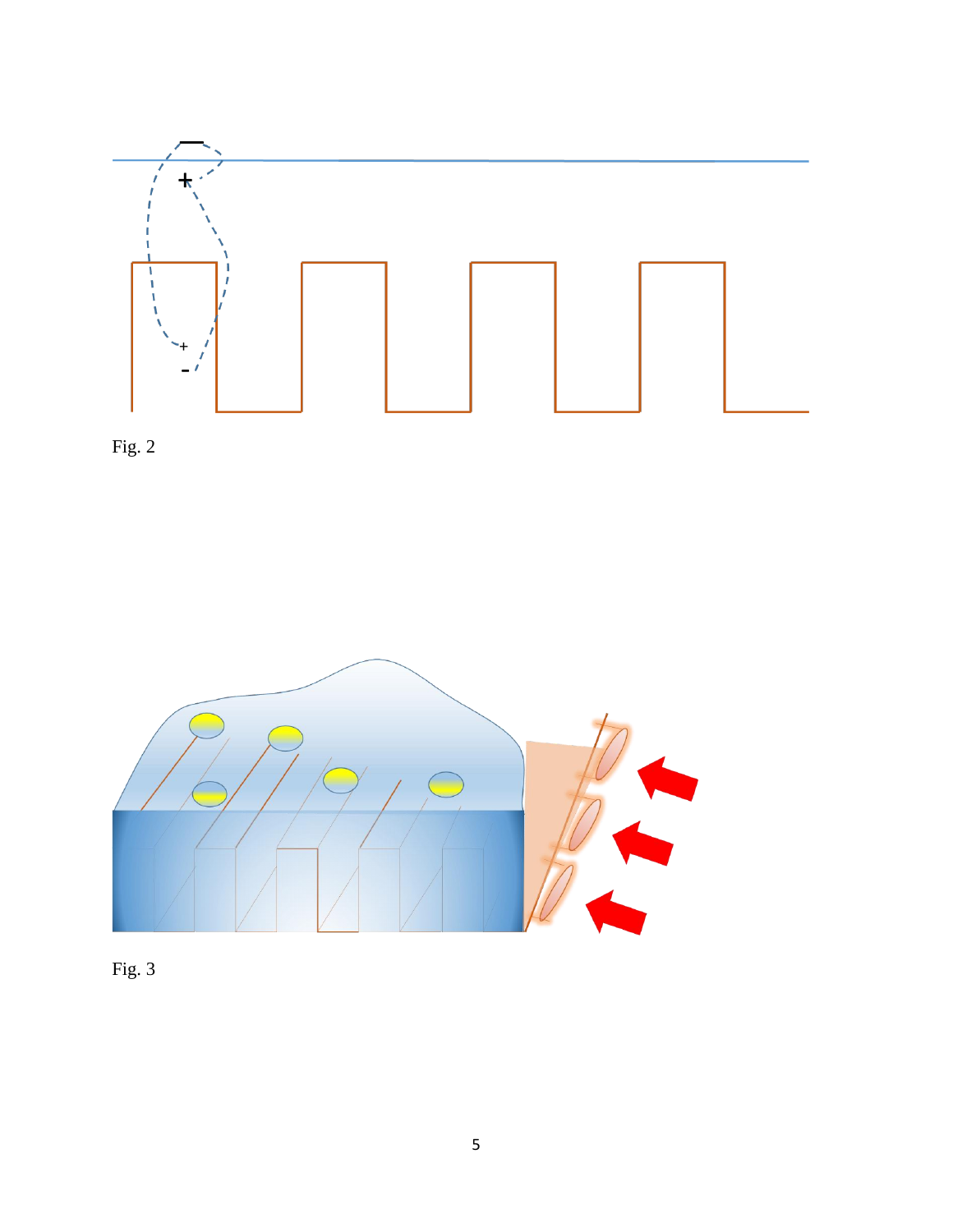Fig. 2

Fig. 3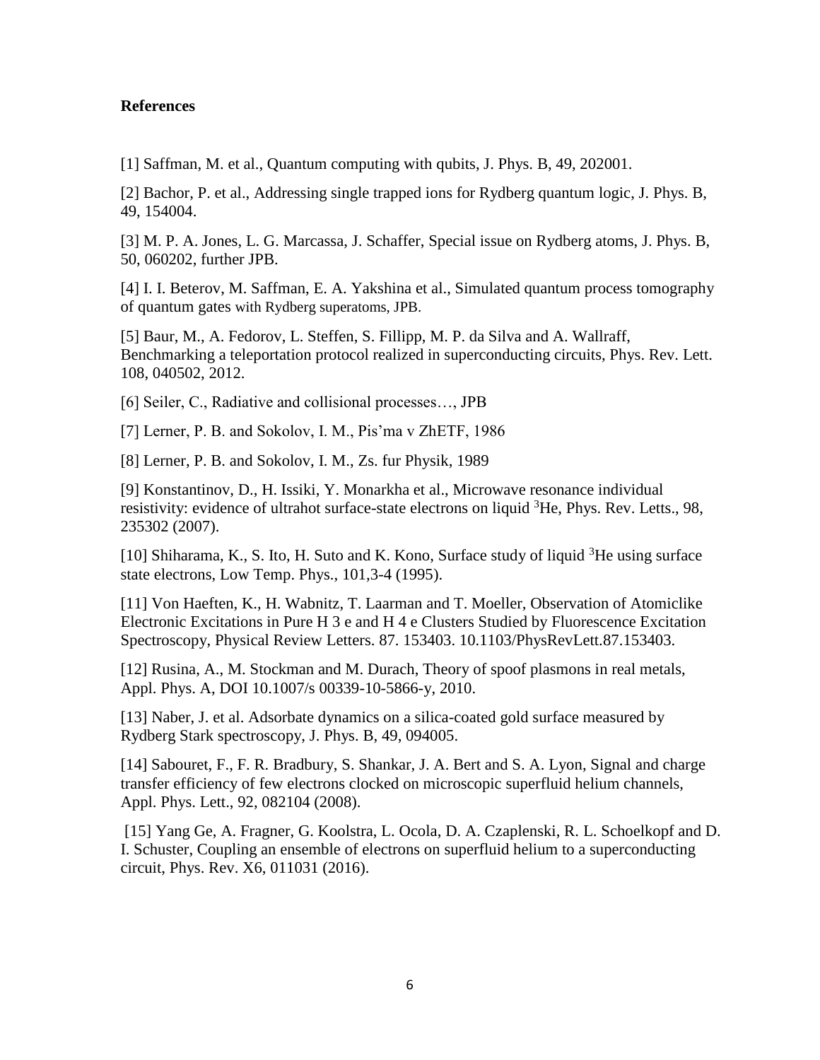**References**

[1] Saffman, M. et al., Quantum computing with qubits, J. Phys. B, 49, 202001.

[2] Bachor, P. et al., Addressing single trapped ions for Rydberg quantum logic, J. Phys. B, 49, 154004.

[3] M. P. A. Jones, L. G. Marcassa, J. Schaffer, Special issue on Rydberg atoms, J. Phys. B, 50, 060202, further JPB.

[4] I. I. Beterov, M. Saffman, E. A. Yakshina et al., Simulated quantum process tomography of quantum gates with Rydberg superatoms, JPB.

[5] Baur, M., A. Fedorov, L. Steffen, S. Fillipp, M. P. da Silva and A. Wallraff, Benchmarking a teleportation protocol realized in superconducting circuits, Phys. Rev. Lett. 108, 040502, 2012.

[6] Seiler, C., Radiative and collisional processes…, JPB

[7] Lerner, P. B. and Sokolov, I. M., Pis'ma v ZhETF, 1986

[8] Lerner, P. B. and Sokolov, I. M., Zs. fur Physik, 1989

[9] Konstantinov, D., H. Issiki, Y. Monarkha et al., Microwave resonance individual resistivity: evidence of ultrahot surface-state electrons on liquid $^3$He, Phys. Rev. Letts., 98, 235302 (2007).

[10] Shiharama, K., S. Ito, H. Suto and K. Kono, Surface study of liquid $^3$He using surface state electrons, Low Temp. Phys., 101,3-4 (1995).

[11] Von Haeften, K., H. Wabnitz, T. Laarman and T. Moeller, Observation of Atomiclike Electronic Excitations in Pure H 3 e and H 4 e Clusters Studied by Fluorescence Excitation Spectroscopy, Physical Review Letters. 87. 153403. 10.1103/PhysRevLett.87.153403.

[12] Rusina, A., M. Stockman and M. Durach, Theory of spoof plasmons in real metals, Appl. Phys. A, DOI 10.1007/s 00339-10-5866-y, 2010.

[13] Naber, J. et al. Adsorbate dynamics on a silica-coated gold surface measured by Rydberg Stark spectroscopy, J. Phys. B, 49, 094005.

[14] Sabouret, F., F. R. Bradbury, S. Shankar, J. A. Bert and S. A. Lyon, Signal and charge transfer efficiency of few electrons clocked on microscopic superfluid helium channels, Appl. Phys. Lett., 92, 082104 (2008).

[15] Yang Ge, A. Fragner, G. Koolstra, L. Ocola, D. A. Czaplenski, R. L. Schoelkopf and D. I. Schuster, Coupling an ensemble of electrons on superfluid helium to a superconducting circuit, Phys. Rev. X6, 011031 (2016).